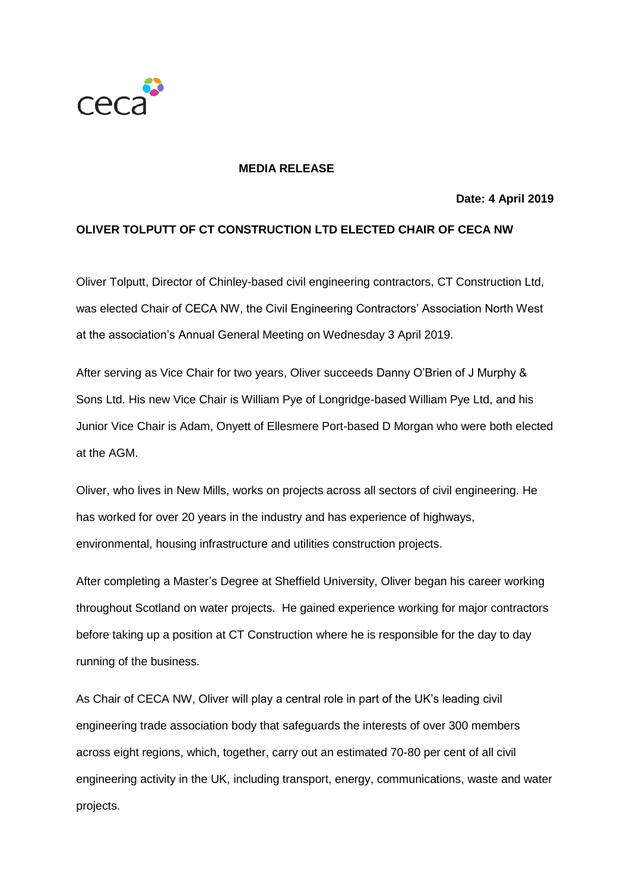ceca

**MEDIA RELEASE**

**Date: 4 April 2019**

**OLIVER TOLPUTT OF CT CONSTRUCTION LTD ELECTED CHAIR OF CECA NW**

Oliver Tolputt, Director of Chinley-based civil engineering contractors, CT Construction Ltd, was elected Chair of CECA NW, the Civil Engineering Contractors' Association North West at the association's Annual General Meeting on Wednesday 3 April 2019.

After serving as Vice Chair for two years, Oliver succeeds Danny O'Brien of J Murphy & Sons Ltd. His new Vice Chair is William Pye of Longridge-based William Pye Ltd, and his Junior Vice Chair is Adam, Onyett of Ellesmere Port-based D Morgan who were both elected at the AGM.

Oliver, who lives in New Mills, works on projects across all sectors of civil engineering. He has worked for over 20 years in the industry and has experience of highways, environmental, housing infrastructure and utilities construction projects.

After completing a Master's Degree at Sheffield University, Oliver began his career working throughout Scotland on water projects. He gained experience working for major contractors before taking up a position at CT Construction where he is responsible for the day to day running of the business.

As Chair of CECA NW, Oliver will play a central role in part of the UK's leading civil engineering trade association body that safeguards the interests of over 300 members across eight regions, which, together, carry out an estimated 70-80 per cent of all civil engineering activity in the UK, including transport, energy, communications, waste and water projects.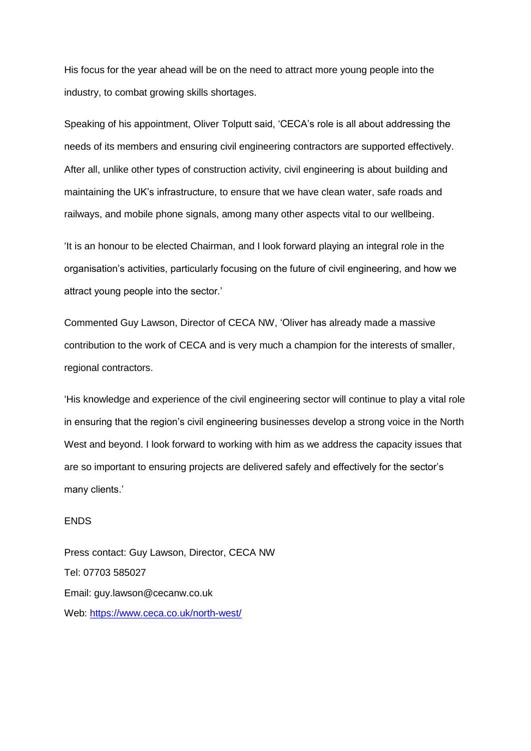His focus for the year ahead will be on the need to attract more young people into the industry, to combat growing skills shortages.

Speaking of his appointment, Oliver Tolputt said, 'CECA's role is all about addressing the needs of its members and ensuring civil engineering contractors are supported effectively. After all, unlike other types of construction activity, civil engineering is about building and maintaining the UK's infrastructure, to ensure that we have clean water, safe roads and railways, and mobile phone signals, among many other aspects vital to our wellbeing.

'It is an honour to be elected Chairman, and I look forward playing an integral role in the organisation's activities, particularly focusing on the future of civil engineering, and how we attract young people into the sector.'

Commented Guy Lawson, Director of CECA NW, 'Oliver has already made a massive contribution to the work of CECA and is very much a champion for the interests of smaller, regional contractors.

'His knowledge and experience of the civil engineering sector will continue to play a vital role in ensuring that the region's civil engineering businesses develop a strong voice in the North West and beyond. I look forward to working with him as we address the capacity issues that are so important to ensuring projects are delivered safely and effectively for the sector's many clients.'

ENDS

Press contact: Guy Lawson, Director, CECA NW

Tel: 07703 585027

Email: guy.lawson@cecanw.co.uk

Web: [https://www.ceca.co.uk/north-west/](https://www.ceca.co.uk/north-west/)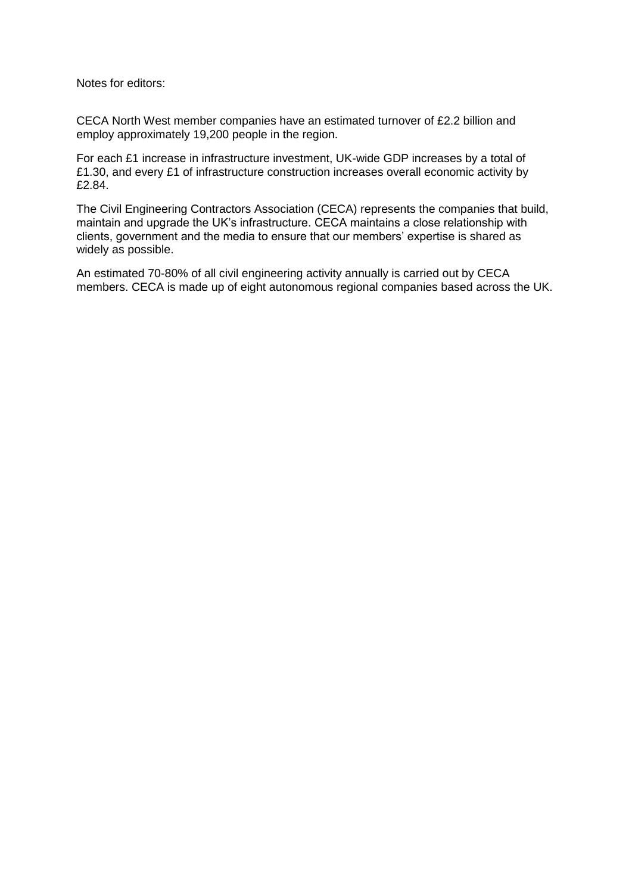Notes for editors:

CECA North West member companies have an estimated turnover of £2.2 billion and employ approximately 19,200 people in the region.

For each £1 increase in infrastructure investment, UK-wide GDP increases by a total of £1.30, and every £1 of infrastructure construction increases overall economic activity by £2.84.

The Civil Engineering Contractors Association (CECA) represents the companies that build, maintain and upgrade the UK's infrastructure. CECA maintains a close relationship with clients, government and the media to ensure that our members' expertise is shared as widely as possible.

An estimated 70-80% of all civil engineering activity annually is carried out by CECA members. CECA is made up of eight autonomous regional companies based across the UK.